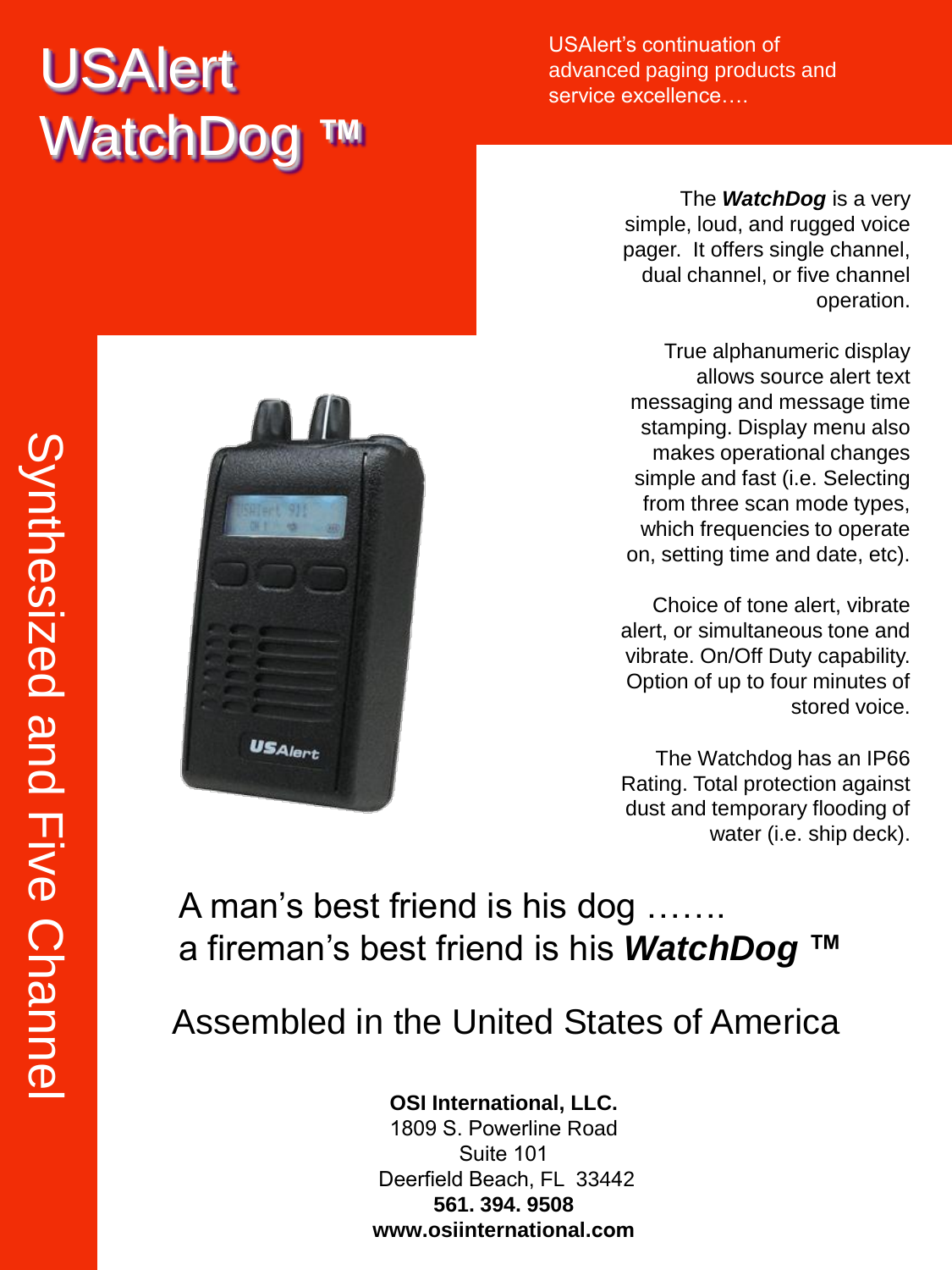# USAlert WatchDog ™

USAlert's continuation of advanced paging products and service excellence….

## Synthesized and Five Channel

The ***WatchDog*** is a very simple, loud, and rugged voice pager. It offers single channel, dual channel, or five channel operation.

True alphanumeric display allows source alert text messaging and message time stamping. Display menu also makes operational changes simple and fast (i.e. Selecting from three scan mode types, which frequencies to operate on, setting time and date, etc).

Choice of tone alert, vibrate alert, or simultaneous tone and vibrate. On/Off Duty capability. Option of up to four minutes of stored voice.

The Watchdog has an IP66 Rating. Total protection against dust and temporary flooding of water (i.e. ship deck).

A man's best friend is his dog …….
a fireman's best friend is his ***WatchDog*** ™

Assembled in the United States of America

**OSI International, LLC.**
1809 S. Powerline Road
Suite 101
Deerfield Beach, FL 33442
**561. 394. 9508**
**www.osiinternational.com**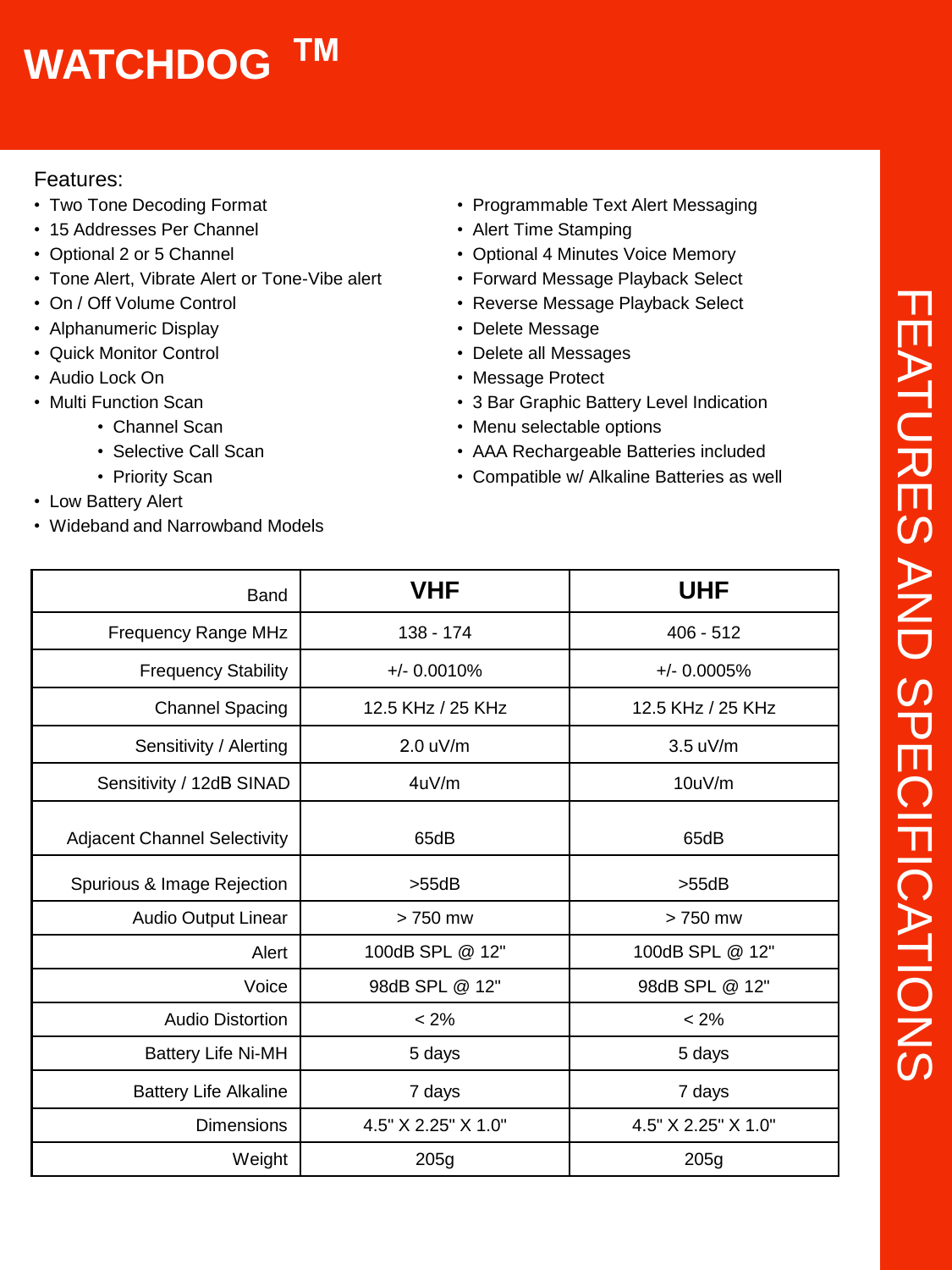# WATCHDOG ™

## FEATURES AND SPECIFICATIONS

Features:

- Two Tone Decoding Format
- 15 Addresses Per Channel
- Optional 2 or 5 Channel
- Tone Alert, Vibrate Alert or Tone-Vibe alert
- On / Off Volume Control
- Alphanumeric Display
- Quick Monitor Control
- Audio Lock On
- Multi Function Scan
  - Channel Scan
  - Selective Call Scan
  - Priority Scan
- Low Battery Alert
- Wideband and Narrowband Models
- Programmable Text Alert Messaging
- Alert Time Stamping
- Optional 4 Minutes Voice Memory
- Forward Message Playback Select
- Reverse Message Playback Select
- Delete Message
- Delete all Messages
- Message Protect
- 3 Bar Graphic Battery Level Indication
- Menu selectable options
- AAA Rechargeable Batteries included
- Compatible w/ Alkaline Batteries as well

| Band | VHF | UHF |
|---|---|---|
| Frequency Range MHz | 138 - 174 | 406 - 512 |
| Frequency Stability | +/- 0.0010% | +/- 0.0005% |
| Channel Spacing | 12.5 KHz / 25 KHz | 12.5 KHz / 25 KHz |
| Sensitivity / Alerting | 2.0 uV/m | 3.5 uV/m |
| Sensitivity / 12dB SINAD | 4uV/m | 10uV/m |
| Adjacent Channel Selectivity | 65dB | 65dB |
| Spurious & Image Rejection | >55dB | >55dB |
| Audio Output Linear | > 750 mw | > 750 mw |
| Alert | 100dB SPL @ 12" | 100dB SPL @ 12" |
| Voice | 98dB SPL @ 12" | 98dB SPL @ 12" |
| Audio Distortion | < 2% | < 2% |
| Battery Life Ni-MH | 5 days | 5 days |
| Battery Life Alkaline | 7 days | 7 days |
| Dimensions | 4.5" X 2.25" X 1.0" | 4.5" X 2.25" X 1.0" |
| Weight | 205g | 205g |